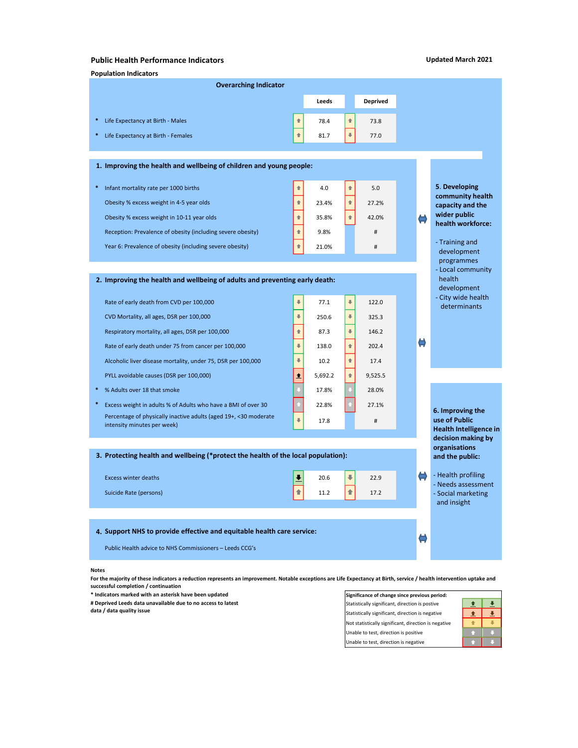# Public Health Performance Indicators

Updated March 2021

## Population Indicators

### Overarching Indicator

| | Indicator | Leeds | Deprived |
|---|---|---|---|
| * | Life Expectancy at Birth - Males | 78.4 | 73.8 |
| * | Life Expectancy at Birth - Females | 81.7 | 77.0 |

### 1. Improving the health and wellbeing of children and young people:

| | Indicator | Leeds | Deprived |
|---|---|---|---|
| * | Infant mortality rate per 1000 births | 4.0 | 5.0 |
| | Obesity % excess weight in 4-5 year olds | 23.4% | 27.2% |
| | Obesity % excess weight in 10-11 year olds | 35.8% | 42.0% |
| | Reception: Prevalence of obesity (including severe obesity) | 9.8% | # |
| | Year 6: Prevalence of obesity (including severe obesity) | 21.0% | # |

### 2. Improving the health and wellbeing of adults and preventing early death:

| | Indicator | Leeds | Deprived |
|---|---|---|---|
| | Rate of early death from CVD per 100,000 | 77.1 | 122.0 |
| | CVD Mortality, all ages, DSR per 100,000 | 250.6 | 325.3 |
| | Respiratory mortality, all ages, DSR per 100,000 | 87.3 | 146.2 |
| | Rate of early death under 75 from cancer per 100,000 | 138.0 | 202.4 |
| | Alcoholic liver disease mortality, under 75, DSR per 100,000 | 10.2 | 17.4 |
| | PYLL avoidable causes (DSR per 100,000) | 5,692.2 | 9,525.5 |
| * | % Adults over 18 that smoke | 17.8% | 28.0% |
| * | Excess weight in adults % of Adults who have a BMI of over 30 | 22.8% | 27.1% |
| | Percentage of physically inactive adults (aged 19+, <30 moderate intensity minutes per week) | 17.8 | # |

### 3. Protecting health and wellbeing (*protect the health of the local population):

| Indicator | Leeds | Deprived |
|---|---|---|
| Excess winter deaths | 20.6 | 22.9 |
| Suicide Rate (persons) | 11.2 | 17.2 |

### 4. Support NHS to provide effective and equitable health care service:

Public Health advice to NHS Commissioners – Leeds CCG's

### 5. Developing community health capacity and the wider public health workforce:

- Training and development programmes
- Local community health development
- City wide health determinants

### 6. Improving the use of Public Health Intelligence in decision making by organisations and the public:

- Health profiling
- Needs assessment
- Social marketing and insight

**Notes**

**For the majority of these indicators a reduction represents an improvement. Notable exceptions are Life Expectancy at Birth, service / health intervention uptake and successful completion / continuation**

**\* Indicators marked with an asterisk have been updated**

**# Deprived Leeds data unavailable due to no access to latest data / data quality issue**

| Significance of change since previous period: |
|---|
| Statistically significant, direction is postive |
| Statistically significant, direction is negative |
| Not statistically significant, direction is negative |
| Unable to test, direction is positive |
| Unable to test, direction is negative |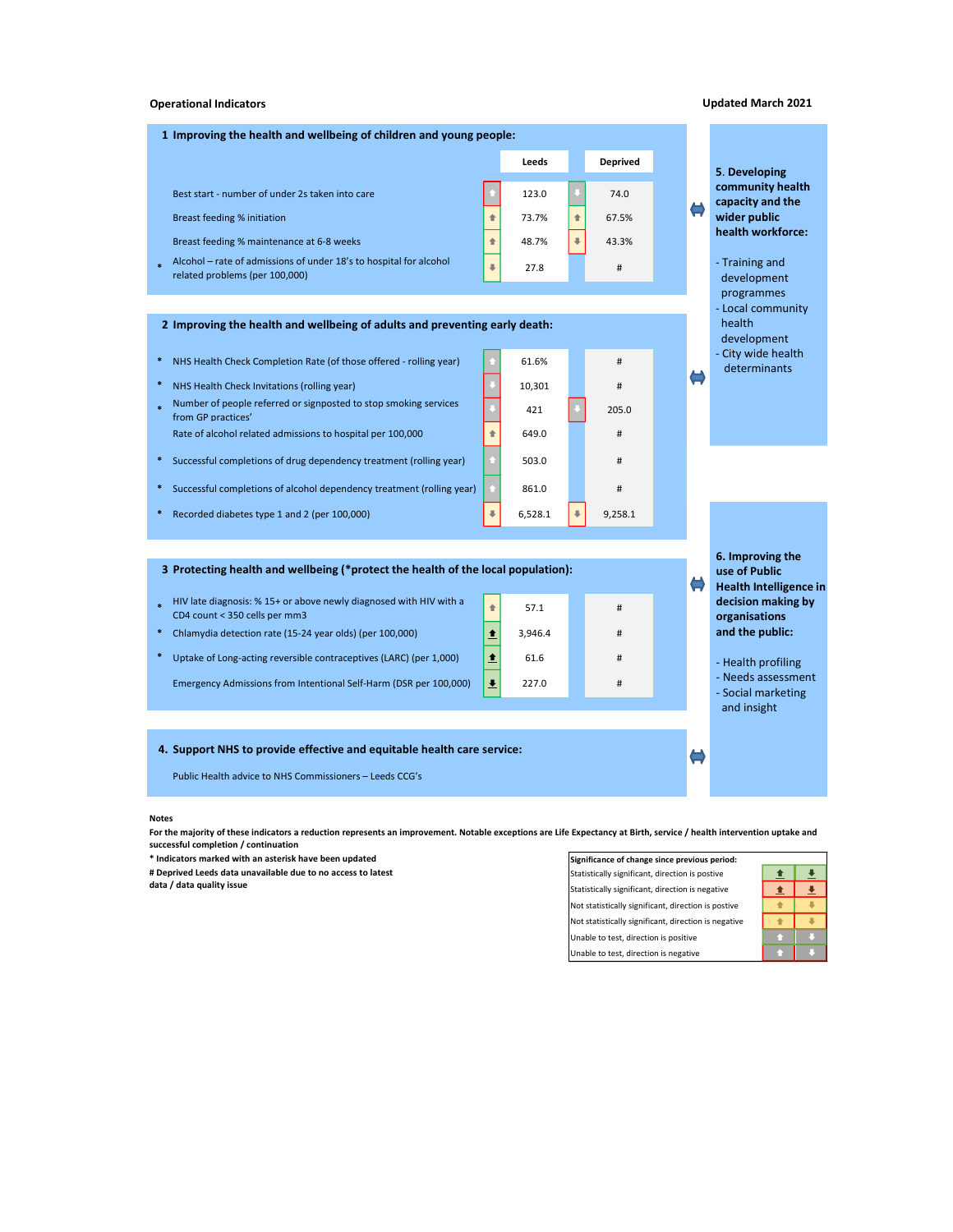**Operational Indicators**

**Updated March 2021**

### 1 Improving the health and wellbeing of children and young people:

| | Indicator | Leeds | Deprived |
|---|---|---|---|
| | Best start - number of under 2s taken into care | 123.0 | 74.0 |
| | Breast feeding % initiation | 73.7% | 67.5% |
| | Breast feeding % maintenance at 6-8 weeks | 48.7% | 43.3% |
| * | Alcohol – rate of admissions of under 18's to hospital for alcohol related problems (per 100,000) | 27.8 | # |

### 2 Improving the health and wellbeing of adults and preventing early death:

| | Indicator | Leeds | Deprived |
|---|---|---|---|
| * | NHS Health Check Completion Rate (of those offered - rolling year) | 61.6% | # |
| * | NHS Health Check Invitations (rolling year) | 10,301 | # |
| * | Number of people referred or signposted to stop smoking services from GP practices' | 421 | 205.0 |
| | Rate of alcohol related admissions to hospital per 100,000 | 649.0 | # |
| * | Successful completions of drug dependency treatment (rolling year) | 503.0 | # |
| * | Successful completions of alcohol dependency treatment (rolling year) | 861.0 | # |
| * | Recorded diabetes type 1 and 2 (per 100,000) | 6,528.1 | 9,258.1 |

### 3 Protecting health and wellbeing (*protect the health of the local population):

| | Indicator | Leeds | Deprived |
|---|---|---|---|
| * | HIV late diagnosis: % 15+ or above newly diagnosed with HIV with a CD4 count < 350 cells per mm3 | 57.1 | # |
| * | Chlamydia detection rate (15-24 year olds) (per 100,000) | 3,946.4 | # |
| * | Uptake of Long-acting reversible contraceptives (LARC) (per 1,000) | 61.6 | # |
| | Emergency Admissions from Intentional Self-Harm (DSR per 100,000) | 227.0 | # |

### 4. Support NHS to provide effective and equitable health care service:

Public Health advice to NHS Commissioners – Leeds CCG's

### 5. Developing community health capacity and the wider public health workforce:

- Training and development programmes
- Local community health development
- City wide health determinants

### 6. Improving the use of Public Health Intelligence in decision making by organisations and the public:

- Health profiling
- Needs assessment
- Social marketing and insight

**Notes**

**For the majority of these indicators a reduction represents an improvement. Notable exceptions are Life Expectancy at Birth, service / health intervention uptake and successful completion / continuation**

**\* Indicators marked with an asterisk have been updated**

**# Deprived Leeds data unavailable due to no access to latest data / data quality issue**

| Significance of change since previous period: |
|---|
| Statistically significant, direction is postive |
| Statistically significant, direction is negative |
| Not statistically significant, direction is positive |
| Not statistically significant, direction is negative |
| Unable to test, direction is positive |
| Unable to test, direction is negative |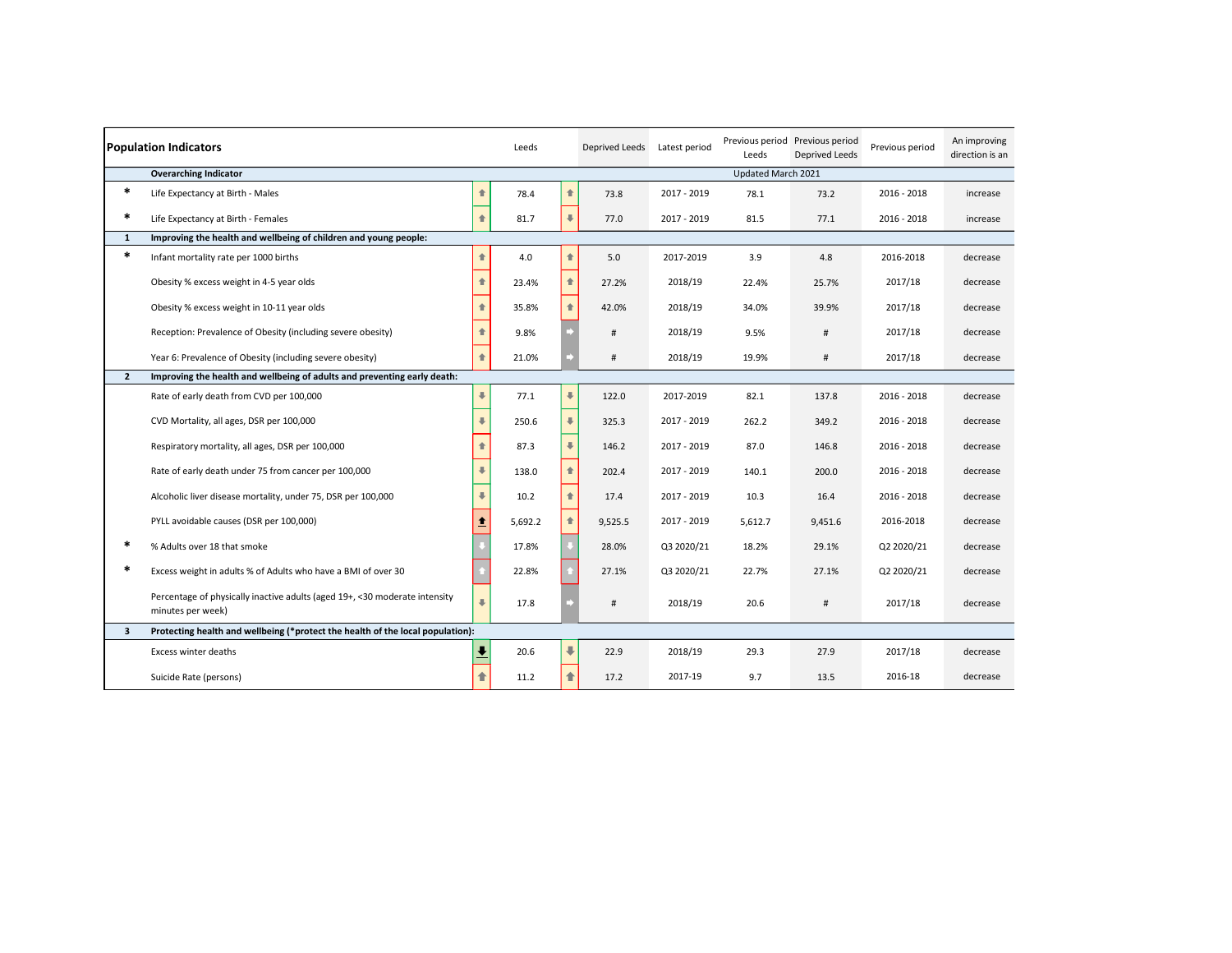| | Population Indicators | | Leeds | | Deprived Leeds | Latest period | Previous period Leeds | Previous period Deprived Leeds | Previous period | An improving direction is an |
|---|---|---|---|---|---|---|---|---|---|---|
| | **Overarching Indicator** | | | | | | Updated March 2021 | | | |
| * | Life Expectancy at Birth - Males | ⬆ | 78.4 | ⬆ | 73.8 | 2017 - 2019 | 78.1 | 73.2 | 2016 - 2018 | increase |
| * | Life Expectancy at Birth - Females | ⬆ | 81.7 | ⬇ | 77.0 | 2017 - 2019 | 81.5 | 77.1 | 2016 - 2018 | increase |
| **1** | **Improving the health and wellbeing of children and young people:** | | | | | | | | | |
| * | Infant mortality rate per 1000 births | ⬆ | 4.0 | ⬆ | 5.0 | 2017-2019 | 3.9 | 4.8 | 2016-2018 | decrease |
| | Obesity % excess weight in 4-5 year olds | ⬆ | 23.4% | ⬆ | 27.2% | 2018/19 | 22.4% | 25.7% | 2017/18 | decrease |
| | Obesity % excess weight in 10-11 year olds | ⬆ | 35.8% | ⬆ | 42.0% | 2018/19 | 34.0% | 39.9% | 2017/18 | decrease |
| | Reception: Prevalence of Obesity (including severe obesity) | ⬆ | 9.8% | ➡ | # | 2018/19 | 9.5% | # | 2017/18 | decrease |
| | Year 6: Prevalence of Obesity (including severe obesity) | ⬆ | 21.0% | ➡ | # | 2018/19 | 19.9% | # | 2017/18 | decrease |
| **2** | **Improving the health and wellbeing of adults and preventing early death:** | | | | | | | | | |
| | Rate of early death from CVD per 100,000 | ⬇ | 77.1 | ⬇ | 122.0 | 2017-2019 | 82.1 | 137.8 | 2016 - 2018 | decrease |
| | CVD Mortality, all ages, DSR per 100,000 | ⬇ | 250.6 | ⬇ | 325.3 | 2017 - 2019 | 262.2 | 349.2 | 2016 - 2018 | decrease |
| | Respiratory mortality, all ages, DSR per 100,000 | ⬆ | 87.3 | ⬇ | 146.2 | 2017 - 2019 | 87.0 | 146.8 | 2016 - 2018 | decrease |
| | Rate of early death under 75 from cancer per 100,000 | ⬇ | 138.0 | ⬆ | 202.4 | 2017 - 2019 | 140.1 | 200.0 | 2016 - 2018 | decrease |
| | Alcoholic liver disease mortality, under 75, DSR per 100,000 | ⬇ | 10.2 | ⬆ | 17.4 | 2017 - 2019 | 10.3 | 16.4 | 2016 - 2018 | decrease |
| | PYLL avoidable causes (DSR per 100,000) | ⬆ | 5,692.2 | ⬆ | 9,525.5 | 2017 - 2019 | 5,612.7 | 9,451.6 | 2016-2018 | decrease |
| * | % Adults over 18 that smoke | ⬇ | 17.8% | ⬇ | 28.0% | Q3 2020/21 | 18.2% | 29.1% | Q2 2020/21 | decrease |
| * | Excess weight in adults % of Adults who have a BMI of over 30 | ⬆ | 22.8% | ⬆ | 27.1% | Q3 2020/21 | 22.7% | 27.1% | Q2 2020/21 | decrease |
| | Percentage of physically inactive adults (aged 19+, <30 moderate intensity minutes per week) | ⬇ | 17.8 | ➡ | # | 2018/19 | 20.6 | # | 2017/18 | decrease |
| **3** | **Protecting health and wellbeing (*protect the health of the local population):** | | | | | | | | | |
| | Excess winter deaths | ⬇ | 20.6 | ⬇ | 22.9 | 2018/19 | 29.3 | 27.9 | 2017/18 | decrease |
| | Suicide Rate (persons) | ⬆ | 11.2 | ⬆ | 17.2 | 2017-19 | 9.7 | 13.5 | 2016-18 | decrease |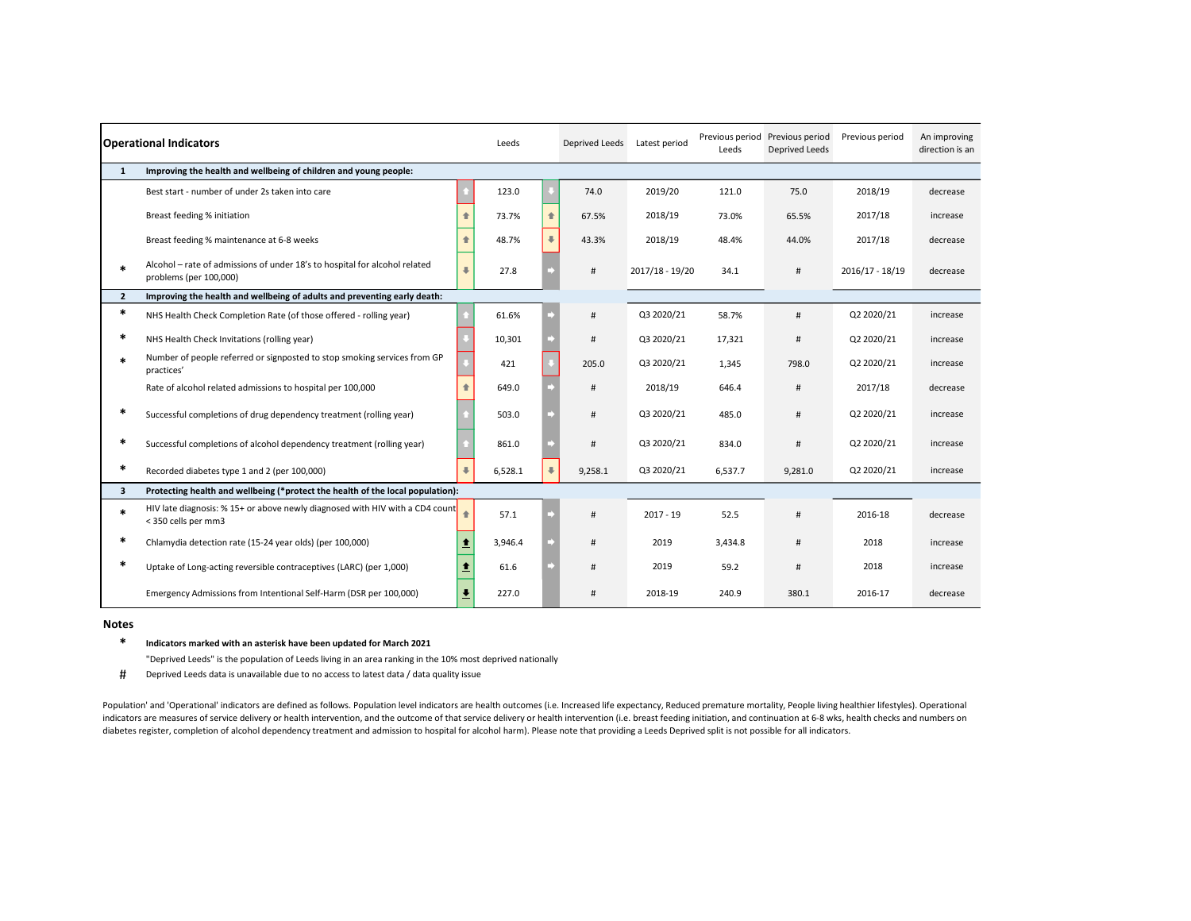| | Operational Indicators | | Leeds | | Deprived Leeds | Latest period | Previous period Leeds | Previous period Deprived Leeds | Previous period | An improving direction is an |
|---|---|---|---|---|---|---|---|---|---|---|
| **1** | **Improving the health and wellbeing of children and young people:** | | | | | | | | | |
| | Best start - number of under 2s taken into care | ⬆ | 123.0 | ⬇ | 74.0 | 2019/20 | 121.0 | 75.0 | 2018/19 | decrease |
| | Breast feeding % initiation | ⬆ | 73.7% | ⬆ | 67.5% | 2018/19 | 73.0% | 65.5% | 2017/18 | increase |
| | Breast feeding % maintenance at 6-8 weeks | ⬆ | 48.7% | ⬇ | 43.3% | 2018/19 | 48.4% | 44.0% | 2017/18 | decrease |
| * | Alcohol – rate of admissions of under 18's to hospital for alcohol related problems (per 100,000) | ⬇ | 27.8 | ➡ | # | 2017/18 - 19/20 | 34.1 | # | 2016/17 - 18/19 | decrease |
| **2** | **Improving the health and wellbeing of adults and preventing early death:** | | | | | | | | | |
| * | NHS Health Check Completion Rate (of those offered - rolling year) | ⬆ | 61.6% | ➡ | # | Q3 2020/21 | 58.7% | # | Q2 2020/21 | increase |
| * | NHS Health Check Invitations (rolling year) | ⬇ | 10,301 | ➡ | # | Q3 2020/21 | 17,321 | # | Q2 2020/21 | increase |
| * | Number of people referred or signposted to stop smoking services from GP practices' | ⬇ | 421 | ⬇ | 205.0 | Q3 2020/21 | 1,345 | 798.0 | Q2 2020/21 | increase |
| | Rate of alcohol related admissions to hospital per 100,000 | ⬆ | 649.0 | ➡ | # | 2018/19 | 646.4 | # | 2017/18 | decrease |
| * | Successful completions of drug dependency treatment (rolling year) | ⬆ | 503.0 | ➡ | # | Q3 2020/21 | 485.0 | # | Q2 2020/21 | increase |
| * | Successful completions of alcohol dependency treatment (rolling year) | ⬆ | 861.0 | ➡ | # | Q3 2020/21 | 834.0 | # | Q2 2020/21 | increase |
| * | Recorded diabetes type 1 and 2 (per 100,000) | ⬇ | 6,528.1 | ⬇ | 9,258.1 | Q3 2020/21 | 6,537.7 | 9,281.0 | Q2 2020/21 | increase |
| **3** | **Protecting health and wellbeing (*protect the health of the local population):** | | | | | | | | | |
| * | HIV late diagnosis: % 15+ or above newly diagnosed with HIV with a CD4 count < 350 cells per mm3 | ⬆ | 57.1 | ➡ | # | 2017 - 19 | 52.5 | # | 2016-18 | decrease |
| * | Chlamydia detection rate (15-24 year olds) (per 100,000) | ⬆ | 3,946.4 | ➡ | # | 2019 | 3,434.8 | # | 2018 | increase |
| * | Uptake of Long-acting reversible contraceptives (LARC) (per 1,000) | ⬆ | 61.6 | ➡ | # | 2019 | 59.2 | # | 2018 | increase |
| | Emergency Admissions from Intentional Self-Harm (DSR per 100,000) | ⬇ | 227.0 | | # | 2018-19 | 240.9 | 380.1 | 2016-17 | decrease |

## Notes

* **Indicators marked with an asterisk have been updated for March 2021**

"Deprived Leeds" is the population of Leeds living in an area ranking in the 10% most deprived nationally

# Deprived Leeds data is unavailable due to no access to latest data / data quality issue

Population' and 'Operational' indicators are defined as follows. Population level indicators are health outcomes (i.e. Increased life expectancy, Reduced premature mortality, People living healthier lifestyles). Operational indicators are measures of service delivery or health intervention, and the outcome of that service delivery or health intervention (i.e. breast feeding initiation, and continuation at 6-8 wks, health checks and numbers on diabetes register, completion of alcohol dependency treatment and admission to hospital for alcohol harm). Please note that providing a Leeds Deprived split is not possible for all indicators.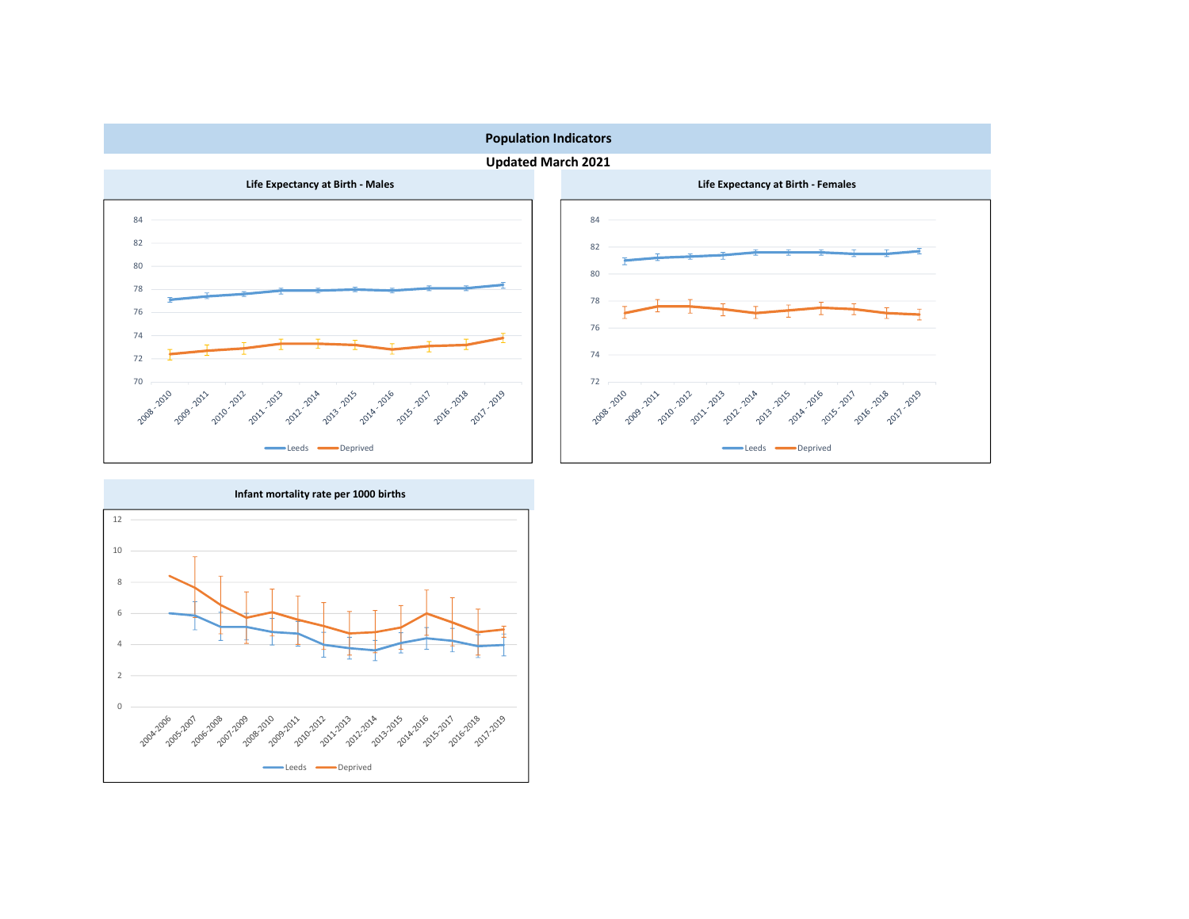# Population Indicators

## Updated March 2021

### Life Expectancy at Birth - Males

84
82
80
78
76
74
72
70

2008 - 2010, 2009 - 2011, 2010 - 2012, 2011 - 2013, 2012 - 2014, 2013 - 2015, 2014 - 2016, 2015 - 2017, 2016 - 2018, 2017 - 2019

Leeds — Deprived

### Life Expectancy at Birth - Females

84
82
80
78
76
74
72

2008 - 2010, 2009 - 2011, 2010 - 2012, 2011 - 2013, 2012 - 2014, 2013 - 2015, 2014 - 2016, 2015 - 2017, 2016 - 2018, 2017 - 2019

Leeds — Deprived

### Infant mortality rate per 1000 births

12
10
8
6
4
2
0

2004-2006, 2005-2007, 2006-2008, 2007-2009, 2008-2010, 2009-2011, 2010-2012, 2011-2013, 2012-2014, 2013-2015, 2014-2016, 2015-2017, 2016-2018, 2017-2019

Leeds — Deprived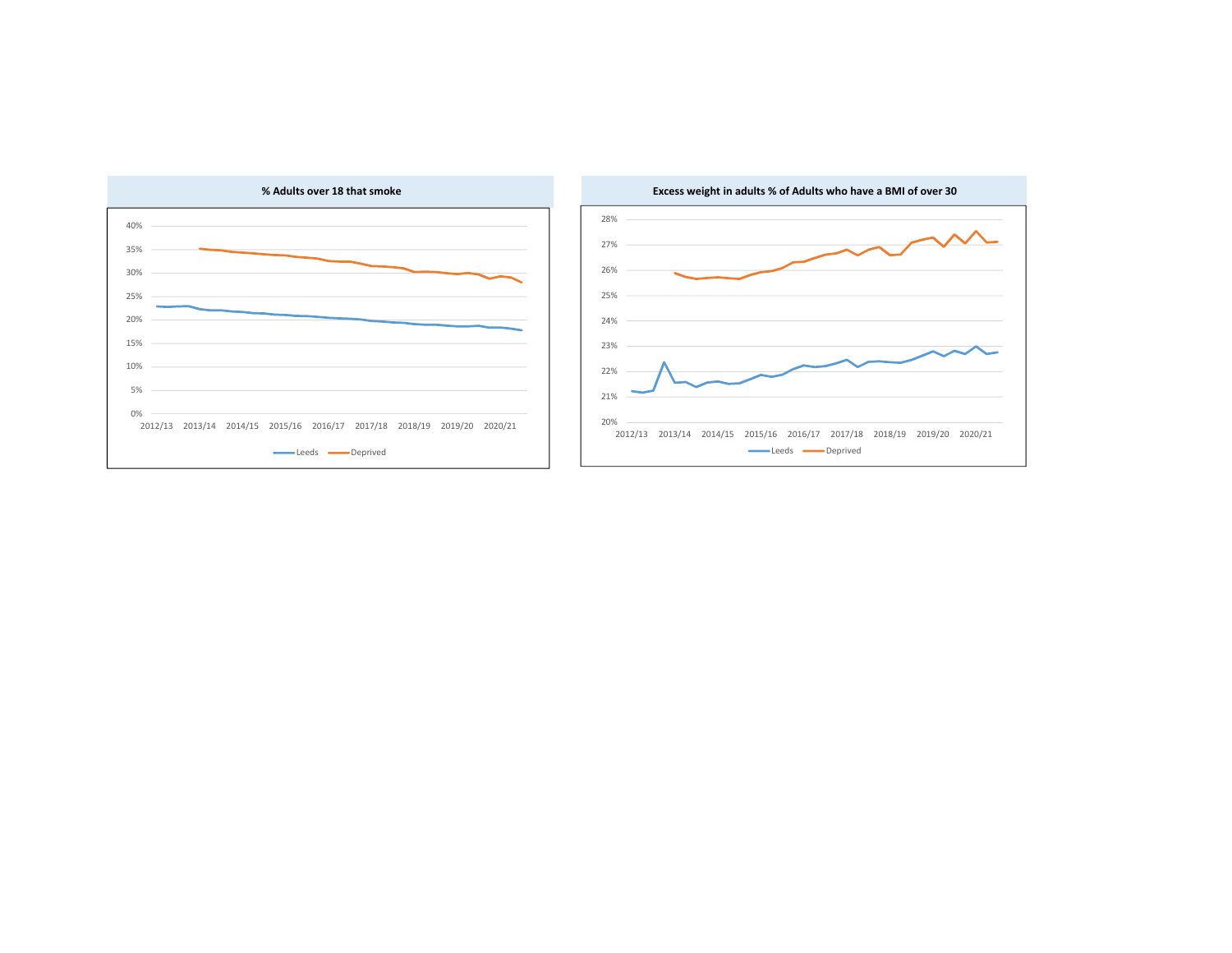**% Adults over 18 that smoke**

**Excess weight in adults % of Adults who have a BMI of over 30**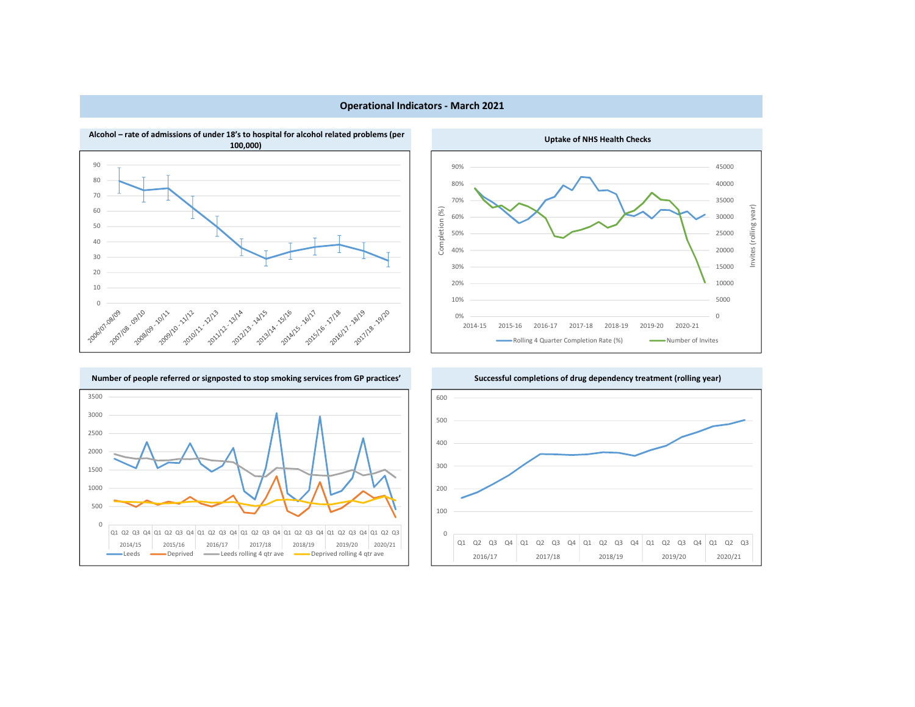## Operational Indicators - March 2021

### Alcohol – rate of admissions of under 18's to hospital for alcohol related problems (per 100,000)

### Uptake of NHS Health Checks

### Number of people referred or signposted to stop smoking services from GP practices'

### Successful completions of drug dependency treatment (rolling year)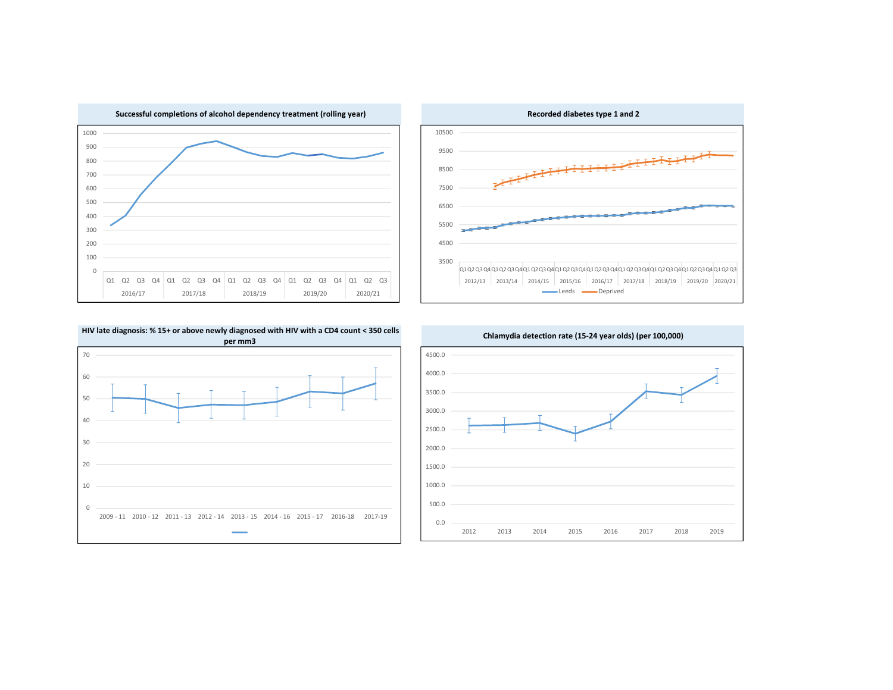**Successful completions of alcohol dependency treatment (rolling year)**

**Recorded diabetes type 1 and 2**

**HIV late diagnosis: % 15+ or above newly diagnosed with HIV with a CD4 count < 350 cells per mm3**

**Chlamydia detection rate (15-24 year olds) (per 100,000)**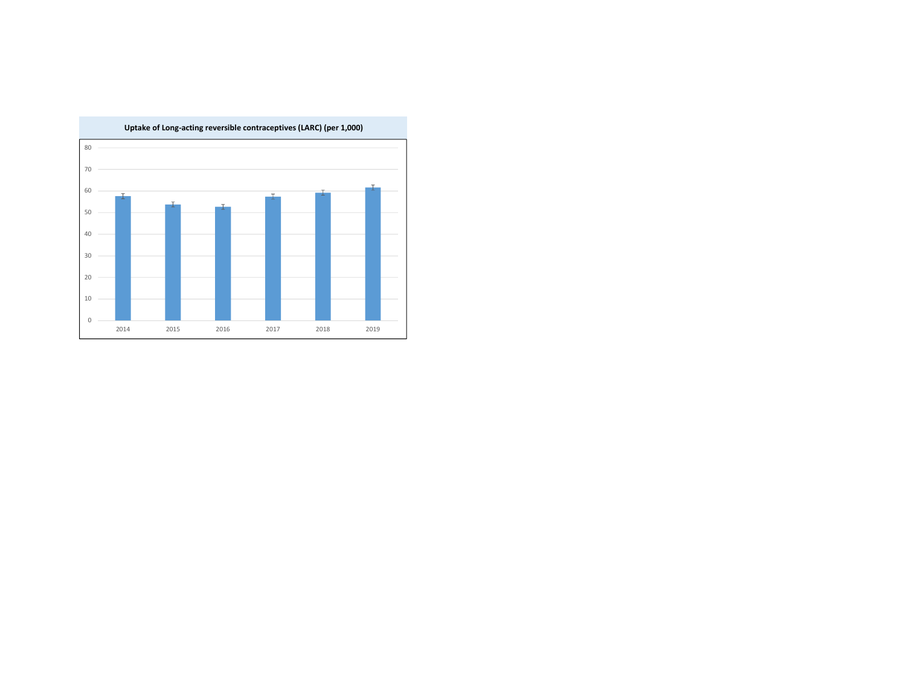**Uptake of Long-acting reversible contraceptives (LARC) (per 1,000)**

80
70
60
50
40
30
20
10
0

2014
2015
2016
2017
2018
2019